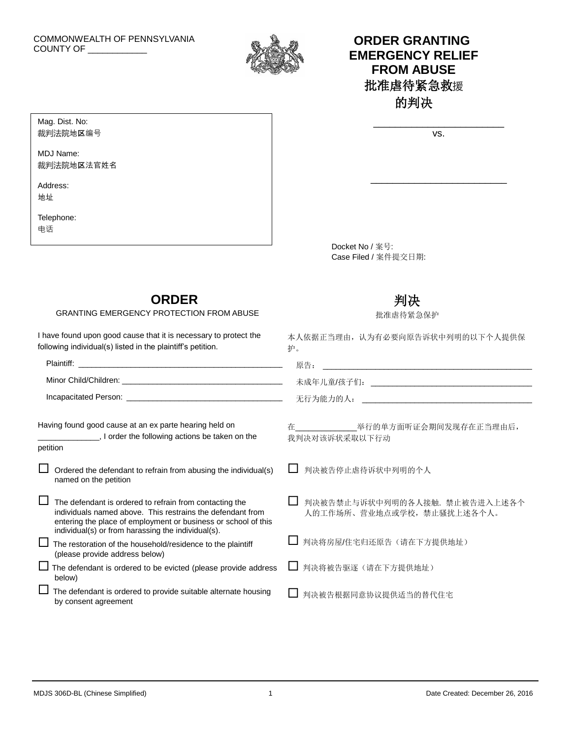COMMONWEALTH OF PENNSYLVANIA
COUNTY OF ____________

# ORDER GRANTING EMERGENCY RELIEF FROM ABUSE
# 批准虐待紧急救援的判决

Mag. Dist. No:
裁判法院地区编号

MDJ Name:
裁判法院地区法官姓名

Address:
地址

Telephone:
电话

___________________________
vs.

___________________________

Docket No / 案号:
Case Filed / 案件提交日期:

## ORDER

GRANTING EMERGENCY PROTECTION FROM ABUSE

## 判决

批准虐待紧急保护

I have found upon good cause that it is necessary to protect the following individual(s) listed in the plaintiff's petition.

本人依据正当理由，认为有必要向原告诉状中列明的以下个人提供保护。

Plaintiff: ________________________________________________

原告： ________________________________________________

Minor Child/Children: ____________________________________

未成年儿童/孩子们： ____________________________________

Incapacitated Person: ____________________________________

无行为能力的人： ____________________________________

Having found good cause at an ex parte hearing held on _____________, I order the following actions be taken on the petition

在_____________举行的单方面听证会期间发现存在正当理由后，我判决对该诉状采取以下行动

- ☐ Ordered the defendant to refrain from abusing the individual(s) named on the petition
- ☐ 判决被告停止虐待诉状中列明的个人
- ☐ The defendant is ordered to refrain from contacting the individuals named above. This restrains the defendant from entering the place of employment or business or school of this individual(s) or from harassing the individual(s).
- ☐ 判决被告禁止与诉状中列明的各人接触. 禁止被告进入上述各个人的工作场所、营业地点或学校，禁止骚扰上述各个人。
- ☐ The restoration of the household/residence to the plaintiff (please provide address below)
- ☐ 判决将房屋/住宅归还原告（请在下方提供地址）
- ☐ The defendant is ordered to be evicted (please provide address below)
- ☐ 判决将被告驱逐（请在下方提供地址）
- ☐ The defendant is ordered to provide suitable alternate housing by consent agreement
- ☐ 判决被告根据同意协议提供适当的替代住宅

MDJS 306D-BL (Chinese Simplified) — Date Created: December 26, 2016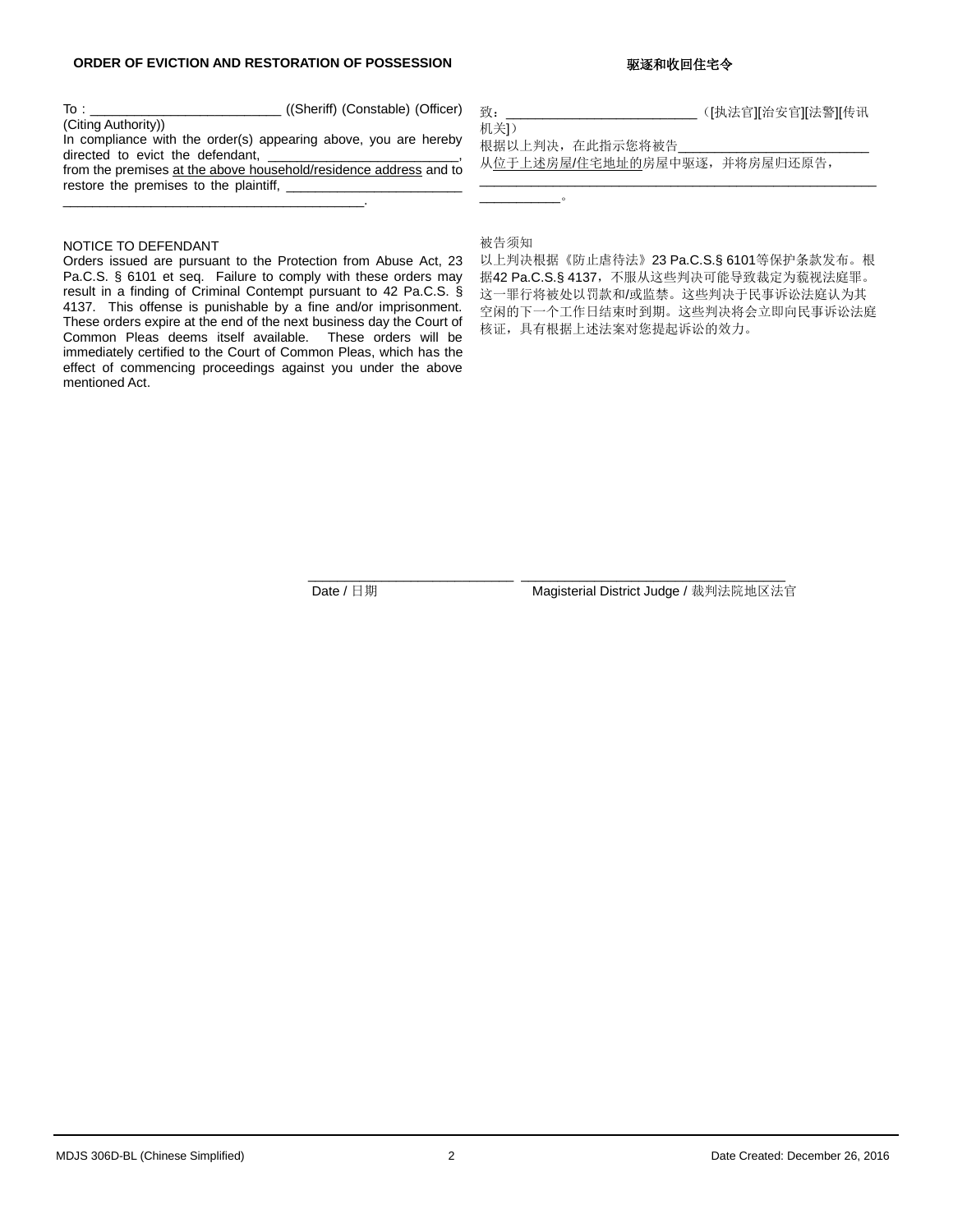**ORDER OF EVICTION AND RESTORATION OF POSSESSION**

To : __________________________ ((Sheriff) (Constable) (Officer) (Citing Authority))
In compliance with the order(s) appearing above, you are hereby directed to evict the defendant, __________________________, from the premises at the above household/residence address and to restore the premises to the plaintiff, ________________________ __________________________________________.

NOTICE TO DEFENDANT
Orders issued are pursuant to the Protection from Abuse Act, 23 Pa.C.S. § 6101 et seq. Failure to comply with these orders may result in a finding of Criminal Contempt pursuant to 42 Pa.C.S. § 4137. This offense is punishable by a fine and/or imprisonment. These orders expire at the end of the next business day the Court of Common Pleas deems itself available. These orders will be immediately certified to the Court of Common Pleas, which has the effect of commencing proceedings against you under the above mentioned Act.

**驱逐和收回住宅令**

致：__________________________（[执法官][治安官][法警][传讯机关]）
根据以上判决，在此指示您将被告__________________________从位于上述房屋/住宅地址的房屋中驱逐，并将房屋归还原告，__________________________________________________________________。

被告须知
以上判决根据《防止虐待法》23 Pa.C.S.§ 6101等保护条款发布。根据42 Pa.C.S.§ 4137，不服从这些判决可能导致裁定为藐视法庭罪。这一罪行将被处以罚款和/或监禁。这些判决于民事诉讼法庭认为其空闲的下一个工作日结束时到期。这些判决将会立即向民事诉讼法庭核证，具有根据上述法案对您提起诉讼的效力。

____________________________ ____________________________________
Date / 日期 Magisterial District Judge / 裁判法院地区法官

MDJS 306D-BL (Chinese Simplified) Date Created: December 26, 2016